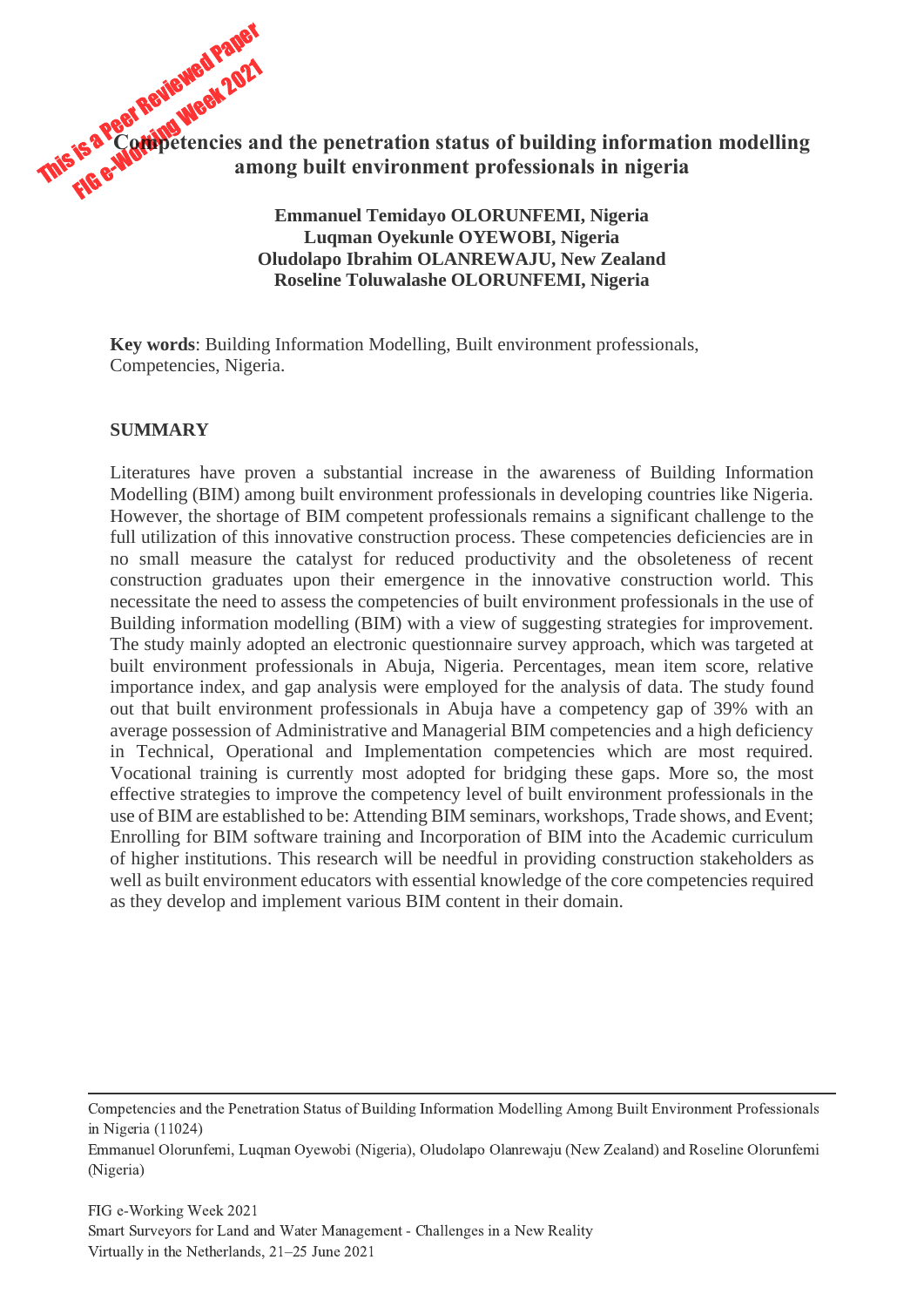# Competencies and the penetration status of building information modelling among built environment professionals in nigeria

**Emmanuel Temidayo OLORUNFEMI, Nigeria**
**Luqman Oyekunle OYEWOBI, Nigeria**
**Oludolapo Ibrahim OLANREWAJU, New Zealand**
**Roseline Toluwalashe OLORUNFEMI, Nigeria**

**Key words**: Building Information Modelling, Built environment professionals, Competencies, Nigeria.

## SUMMARY

Literatures have proven a substantial increase in the awareness of Building Information Modelling (BIM) among built environment professionals in developing countries like Nigeria. However, the shortage of BIM competent professionals remains a significant challenge to the full utilization of this innovative construction process. These competencies deficiencies are in no small measure the catalyst for reduced productivity and the obsoleteness of recent construction graduates upon their emergence in the innovative construction world. This necessitate the need to assess the competencies of built environment professionals in the use of Building information modelling (BIM) with a view of suggesting strategies for improvement. The study mainly adopted an electronic questionnaire survey approach, which was targeted at built environment professionals in Abuja, Nigeria. Percentages, mean item score, relative importance index, and gap analysis were employed for the analysis of data. The study found out that built environment professionals in Abuja have a competency gap of 39% with an average possession of Administrative and Managerial BIM competencies and a high deficiency in Technical, Operational and Implementation competencies which are most required. Vocational training is currently most adopted for bridging these gaps. More so, the most effective strategies to improve the competency level of built environment professionals in the use of BIM are established to be: Attending BIM seminars, workshops, Trade shows, and Event; Enrolling for BIM software training and Incorporation of BIM into the Academic curriculum of higher institutions. This research will be needful in providing construction stakeholders as well as built environment educators with essential knowledge of the core competencies required as they develop and implement various BIM content in their domain.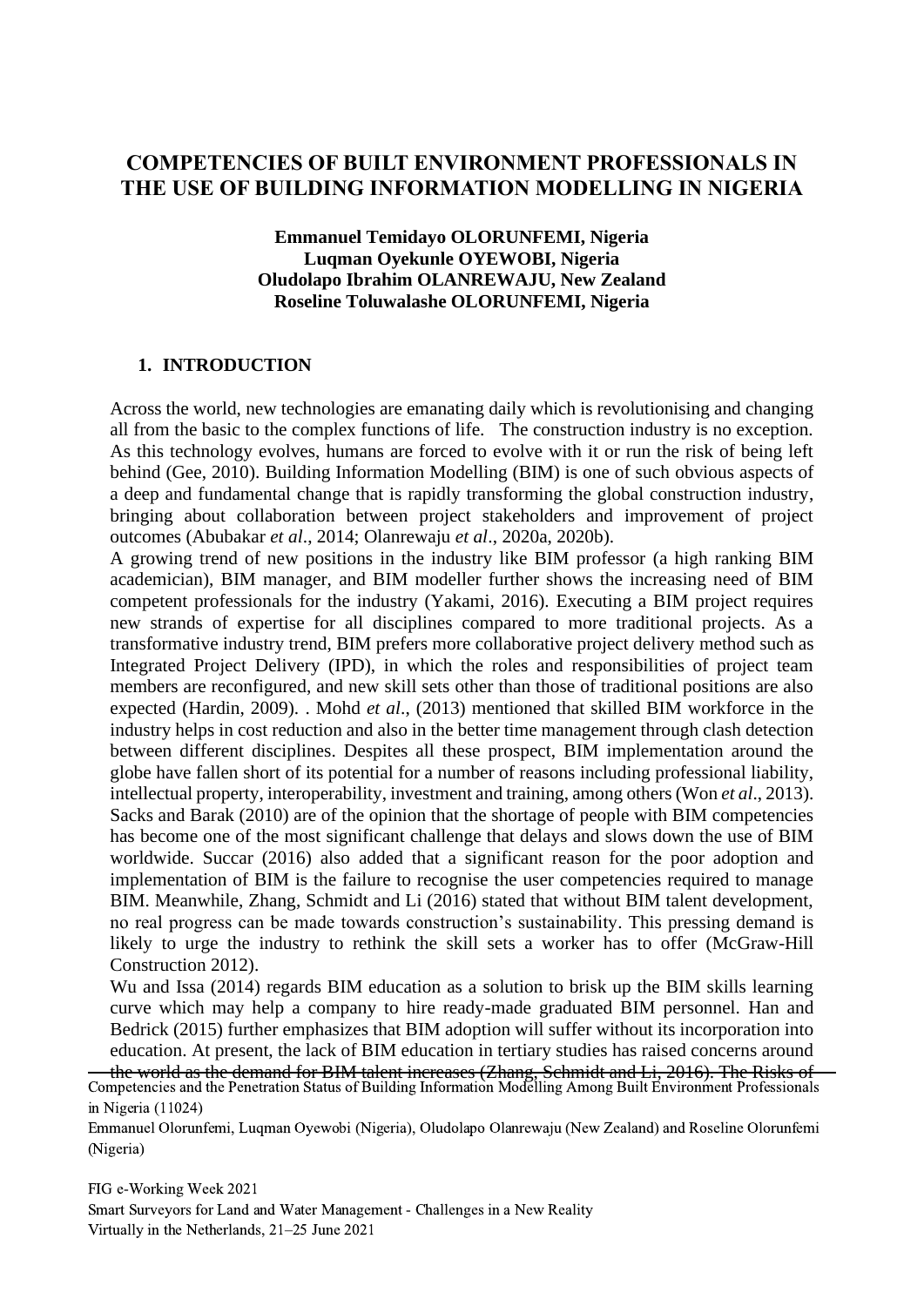# COMPETENCIES OF BUILT ENVIRONMENT PROFESSIONALS IN THE USE OF BUILDING INFORMATION MODELLING IN NIGERIA

**Emmanuel Temidayo OLORUNFEMI, Nigeria**
**Luqman Oyekunle OYEWOBI, Nigeria**
**Oludolapo Ibrahim OLANREWAJU, New Zealand**
**Roseline Toluwalashe OLORUNFEMI, Nigeria**

## 1. INTRODUCTION

Across the world, new technologies are emanating daily which is revolutionising and changing all from the basic to the complex functions of life. The construction industry is no exception. As this technology evolves, humans are forced to evolve with it or run the risk of being left behind (Gee, 2010). Building Information Modelling (BIM) is one of such obvious aspects of a deep and fundamental change that is rapidly transforming the global construction industry, bringing about collaboration between project stakeholders and improvement of project outcomes (Abubakar *et al*., 2014; Olanrewaju *et al*., 2020a, 2020b).

A growing trend of new positions in the industry like BIM professor (a high ranking BIM academician), BIM manager, and BIM modeller further shows the increasing need of BIM competent professionals for the industry (Yakami, 2016). Executing a BIM project requires new strands of expertise for all disciplines compared to more traditional projects. As a transformative industry trend, BIM prefers more collaborative project delivery method such as Integrated Project Delivery (IPD), in which the roles and responsibilities of project team members are reconfigured, and new skill sets other than those of traditional positions are also expected (Hardin, 2009). . Mohd *et al*., (2013) mentioned that skilled BIM workforce in the industry helps in cost reduction and also in the better time management through clash detection between different disciplines. Despites all these prospect, BIM implementation around the globe have fallen short of its potential for a number of reasons including professional liability, intellectual property, interoperability, investment and training, among others (Won *et al*., 2013). Sacks and Barak (2010) are of the opinion that the shortage of people with BIM competencies has become one of the most significant challenge that delays and slows down the use of BIM worldwide. Succar (2016) also added that a significant reason for the poor adoption and implementation of BIM is the failure to recognise the user competencies required to manage BIM. Meanwhile, Zhang, Schmidt and Li (2016) stated that without BIM talent development, no real progress can be made towards construction's sustainability. This pressing demand is likely to urge the industry to rethink the skill sets a worker has to offer (McGraw-Hill Construction 2012).

Wu and Issa (2014) regards BIM education as a solution to brisk up the BIM skills learning curve which may help a company to hire ready-made graduated BIM personnel. Han and Bedrick (2015) further emphasizes that BIM adoption will suffer without its incorporation into education. At present, the lack of BIM education in tertiary studies has raised concerns around the world as the demand for BIM talent increases (Zhang, Schmidt and Li, 2016). The Risks of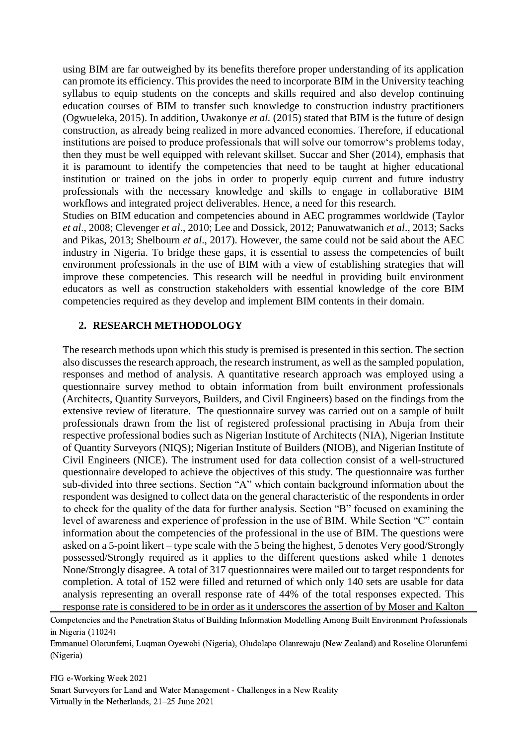using BIM are far outweighed by its benefits therefore proper understanding of its application can promote its efficiency. This provides the need to incorporate BIM in the University teaching syllabus to equip students on the concepts and skills required and also develop continuing education courses of BIM to transfer such knowledge to construction industry practitioners (Ogwueleka, 2015). In addition, Uwakonye *et al.* (2015) stated that BIM is the future of design construction, as already being realized in more advanced economies. Therefore, if educational institutions are poised to produce professionals that will solve our tomorrow's problems today, then they must be well equipped with relevant skillset. Succar and Sher (2014), emphasis that it is paramount to identify the competencies that need to be taught at higher educational institution or trained on the jobs in order to properly equip current and future industry professionals with the necessary knowledge and skills to engage in collaborative BIM workflows and integrated project deliverables. Hence, a need for this research.

Studies on BIM education and competencies abound in AEC programmes worldwide (Taylor *et al*., 2008; Clevenger *et al*., 2010; Lee and Dossick, 2012; Panuwatwanich *et al*., 2013; Sacks and Pikas, 2013; Shelbourn *et al*., 2017). However, the same could not be said about the AEC industry in Nigeria. To bridge these gaps, it is essential to assess the competencies of built environment professionals in the use of BIM with a view of establishing strategies that will improve these competencies. This research will be needful in providing built environment educators as well as construction stakeholders with essential knowledge of the core BIM competencies required as they develop and implement BIM contents in their domain.

## 2. RESEARCH METHODOLOGY

The research methods upon which this study is premised is presented in this section. The section also discusses the research approach, the research instrument, as well as the sampled population, responses and method of analysis. A quantitative research approach was employed using a questionnaire survey method to obtain information from built environment professionals (Architects, Quantity Surveyors, Builders, and Civil Engineers) based on the findings from the extensive review of literature. The questionnaire survey was carried out on a sample of built professionals drawn from the list of registered professional practising in Abuja from their respective professional bodies such as Nigerian Institute of Architects (NIA), Nigerian Institute of Quantity Surveyors (NIQS); Nigerian Institute of Builders (NIOB), and Nigerian Institute of Civil Engineers (NICE). The instrument used for data collection consist of a well-structured questionnaire developed to achieve the objectives of this study. The questionnaire was further sub-divided into three sections. Section "A" which contain background information about the respondent was designed to collect data on the general characteristic of the respondents in order to check for the quality of the data for further analysis. Section "B" focused on examining the level of awareness and experience of profession in the use of BIM. While Section "C" contain information about the competencies of the professional in the use of BIM. The questions were asked on a 5-point likert – type scale with the 5 being the highest, 5 denotes Very good/Strongly possessed/Strongly required as it applies to the different questions asked while 1 denotes None/Strongly disagree. A total of 317 questionnaires were mailed out to target respondents for completion. A total of 152 were filled and returned of which only 140 sets are usable for data analysis representing an overall response rate of 44% of the total responses expected. This response rate is considered to be in order as it underscores the assertion of by Moser and Kalton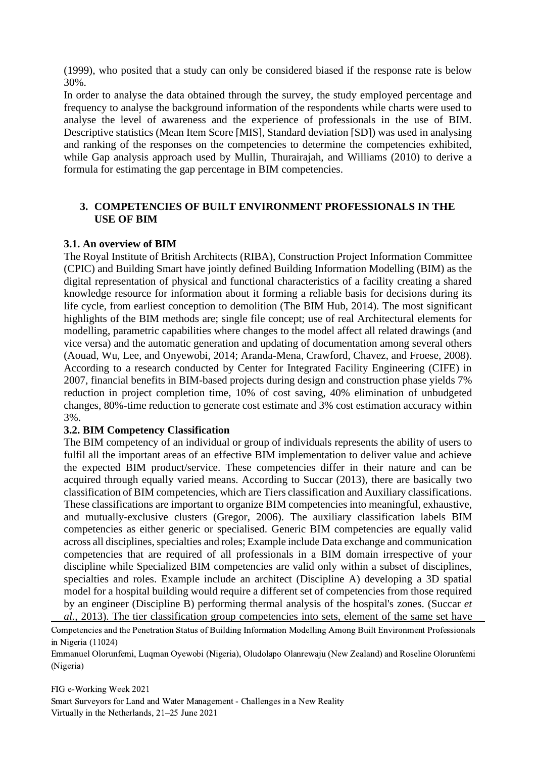(1999), who posited that a study can only be considered biased if the response rate is below 30%.

In order to analyse the data obtained through the survey, the study employed percentage and frequency to analyse the background information of the respondents while charts were used to analyse the level of awareness and the experience of professionals in the use of BIM. Descriptive statistics (Mean Item Score [MIS], Standard deviation [SD]) was used in analysing and ranking of the responses on the competencies to determine the competencies exhibited, while Gap analysis approach used by Mullin, Thurairajah, and Williams (2010) to derive a formula for estimating the gap percentage in BIM competencies.

## 3. COMPETENCIES OF BUILT ENVIRONMENT PROFESSIONALS IN THE USE OF BIM

### 3.1. An overview of BIM

The Royal Institute of British Architects (RIBA), Construction Project Information Committee (CPIC) and Building Smart have jointly defined Building Information Modelling (BIM) as the digital representation of physical and functional characteristics of a facility creating a shared knowledge resource for information about it forming a reliable basis for decisions during its life cycle, from earliest conception to demolition (The BIM Hub, 2014). The most significant highlights of the BIM methods are; single file concept; use of real Architectural elements for modelling, parametric capabilities where changes to the model affect all related drawings (and vice versa) and the automatic generation and updating of documentation among several others (Aouad, Wu, Lee, and Onyewobi, 2014; Aranda-Mena, Crawford, Chavez, and Froese, 2008). According to a research conducted by Center for Integrated Facility Engineering (CIFE) in 2007, financial benefits in BIM-based projects during design and construction phase yields 7% reduction in project completion time, 10% of cost saving, 40% elimination of unbudgeted changes, 80%-time reduction to generate cost estimate and 3% cost estimation accuracy within 3%.

### 3.2. BIM Competency Classification

The BIM competency of an individual or group of individuals represents the ability of users to fulfil all the important areas of an effective BIM implementation to deliver value and achieve the expected BIM product/service. These competencies differ in their nature and can be acquired through equally varied means. According to Succar (2013), there are basically two classification of BIM competencies, which are Tiers classification and Auxiliary classifications. These classifications are important to organize BIM competencies into meaningful, exhaustive, and mutually-exclusive clusters (Gregor, 2006). The auxiliary classification labels BIM competencies as either generic or specialised. Generic BIM competencies are equally valid across all disciplines, specialties and roles; Example include Data exchange and communication competencies that are required of all professionals in a BIM domain irrespective of your discipline while Specialized BIM competencies are valid only within a subset of disciplines, specialties and roles. Example include an architect (Discipline A) developing a 3D spatial model for a hospital building would require a different set of competencies from those required by an engineer (Discipline B) performing thermal analysis of the hospital's zones. (Succar *et al.,* 2013). The tier classification group competencies into sets, element of the same set have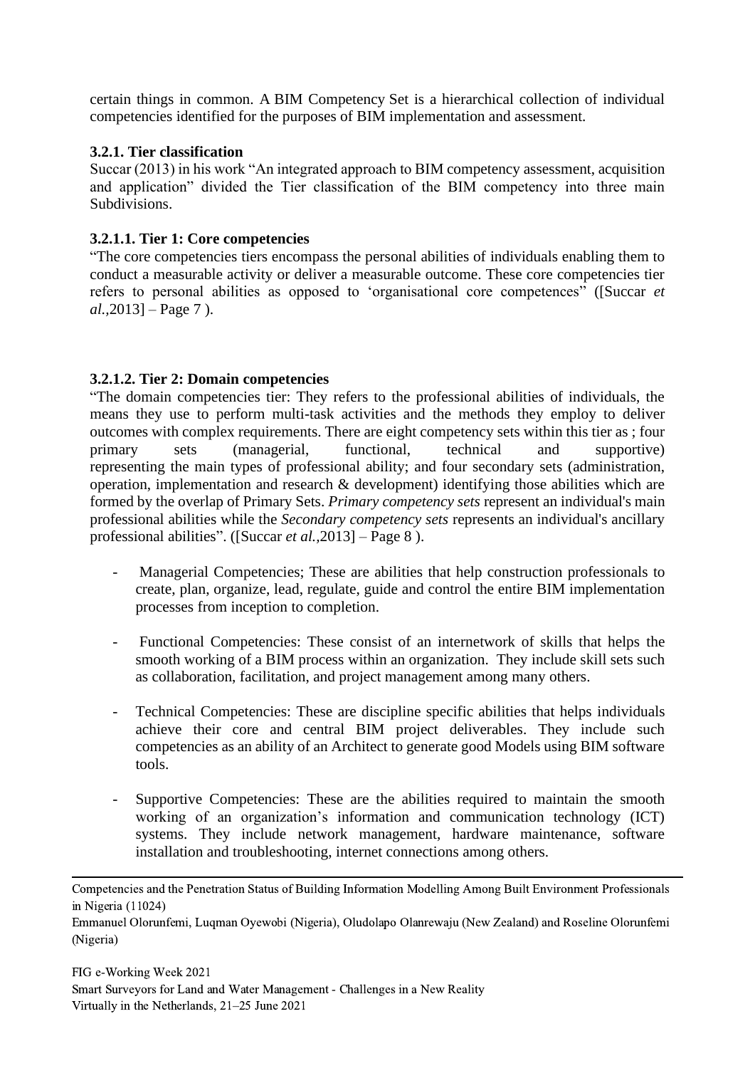certain things in common. A BIM Competency Set is a hierarchical collection of individual competencies identified for the purposes of BIM implementation and assessment.

#### 3.2.1. Tier classification

Succar (2013) in his work "An integrated approach to BIM competency assessment, acquisition and application" divided the Tier classification of the BIM competency into three main Subdivisions.

##### 3.2.1.1. Tier 1: Core competencies

"The core competencies tiers encompass the personal abilities of individuals enabling them to conduct a measurable activity or deliver a measurable outcome. These core competencies tier refers to personal abilities as opposed to 'organisational core competences" ([Succar *et al.*,2013] – Page 7 ).

##### 3.2.1.2. Tier 2: Domain competencies

"The domain competencies tier: They refers to the professional abilities of individuals, the means they use to perform multi-task activities and the methods they employ to deliver outcomes with complex requirements. There are eight competency sets within this tier as ; four primary sets (managerial, functional, technical and supportive) representing the main types of professional ability; and four secondary sets (administration, operation, implementation and research & development) identifying those abilities which are formed by the overlap of Primary Sets. *Primary competency sets* represent an individual's main professional abilities while the *Secondary competency sets* represents an individual's ancillary professional abilities". ([Succar *et al.*,2013] – Page 8 ).

- Managerial Competencies; These are abilities that help construction professionals to create, plan, organize, lead, regulate, guide and control the entire BIM implementation processes from inception to completion.

- Functional Competencies: These consist of an internetwork of skills that helps the smooth working of a BIM process within an organization. They include skill sets such as collaboration, facilitation, and project management among many others.

- Technical Competencies: These are discipline specific abilities that helps individuals achieve their core and central BIM project deliverables. They include such competencies as an ability of an Architect to generate good Models using BIM software tools.

- Supportive Competencies: These are the abilities required to maintain the smooth working of an organization's information and communication technology (ICT) systems. They include network management, hardware maintenance, software installation and troubleshooting, internet connections among others.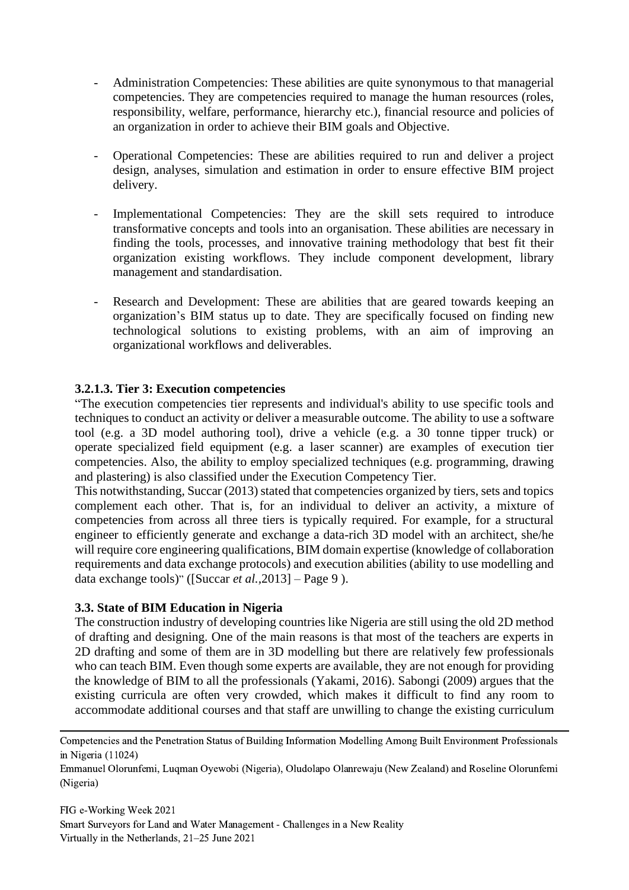- Administration Competencies: These abilities are quite synonymous to that managerial competencies. They are competencies required to manage the human resources (roles, responsibility, welfare, performance, hierarchy etc.), financial resource and policies of an organization in order to achieve their BIM goals and Objective.

- Operational Competencies: These are abilities required to run and deliver a project design, analyses, simulation and estimation in order to ensure effective BIM project delivery.

- Implementational Competencies: They are the skill sets required to introduce transformative concepts and tools into an organisation. These abilities are necessary in finding the tools, processes, and innovative training methodology that best fit their organization existing workflows. They include component development, library management and standardisation.

- Research and Development: These are abilities that are geared towards keeping an organization's BIM status up to date. They are specifically focused on finding new technological solutions to existing problems, with an aim of improving an organizational workflows and deliverables.

#### 3.2.1.3. Tier 3: Execution competencies

"The execution competencies tier represents and individual's ability to use specific tools and techniques to conduct an activity or deliver a measurable outcome. The ability to use a software tool (e.g. a 3D model authoring tool), drive a vehicle (e.g. a 30 tonne tipper truck) or operate specialized field equipment (e.g. a laser scanner) are examples of execution tier competencies. Also, the ability to employ specialized techniques (e.g. programming, drawing and plastering) is also classified under the Execution Competency Tier.

This notwithstanding, Succar (2013) stated that competencies organized by tiers, sets and topics complement each other. That is, for an individual to deliver an activity, a mixture of competencies from across all three tiers is typically required. For example, for a structural engineer to efficiently generate and exchange a data-rich 3D model with an architect, she/he will require core engineering qualifications, BIM domain expertise (knowledge of collaboration requirements and data exchange protocols) and execution abilities (ability to use modelling and data exchange tools)" ([Succar *et al.*,2013] – Page 9 ).

### 3.3. State of BIM Education in Nigeria

The construction industry of developing countries like Nigeria are still using the old 2D method of drafting and designing. One of the main reasons is that most of the teachers are experts in 2D drafting and some of them are in 3D modelling but there are relatively few professionals who can teach BIM. Even though some experts are available, they are not enough for providing the knowledge of BIM to all the professionals (Yakami, 2016). Sabongi (2009) argues that the existing curricula are often very crowded, which makes it difficult to find any room to accommodate additional courses and that staff are unwilling to change the existing curriculum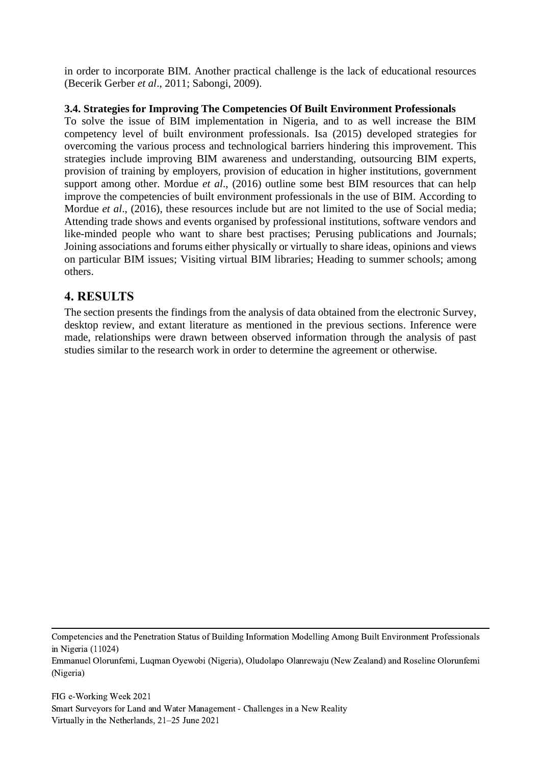in order to incorporate BIM. Another practical challenge is the lack of educational resources (Becerik Gerber *et al*., 2011; Sabongi, 2009).

### 3.4. Strategies for Improving The Competencies Of Built Environment Professionals

To solve the issue of BIM implementation in Nigeria, and to as well increase the BIM competency level of built environment professionals. Isa (2015) developed strategies for overcoming the various process and technological barriers hindering this improvement. This strategies include improving BIM awareness and understanding, outsourcing BIM experts, provision of training by employers, provision of education in higher institutions, government support among other. Mordue *et al*., (2016) outline some best BIM resources that can help improve the competencies of built environment professionals in the use of BIM. According to Mordue *et al*., (2016), these resources include but are not limited to the use of Social media; Attending trade shows and events organised by professional institutions, software vendors and like-minded people who want to share best practises; Perusing publications and Journals; Joining associations and forums either physically or virtually to share ideas, opinions and views on particular BIM issues; Visiting virtual BIM libraries; Heading to summer schools; among others.

## 4. RESULTS

The section presents the findings from the analysis of data obtained from the electronic Survey, desktop review, and extant literature as mentioned in the previous sections. Inference were made, relationships were drawn between observed information through the analysis of past studies similar to the research work in order to determine the agreement or otherwise.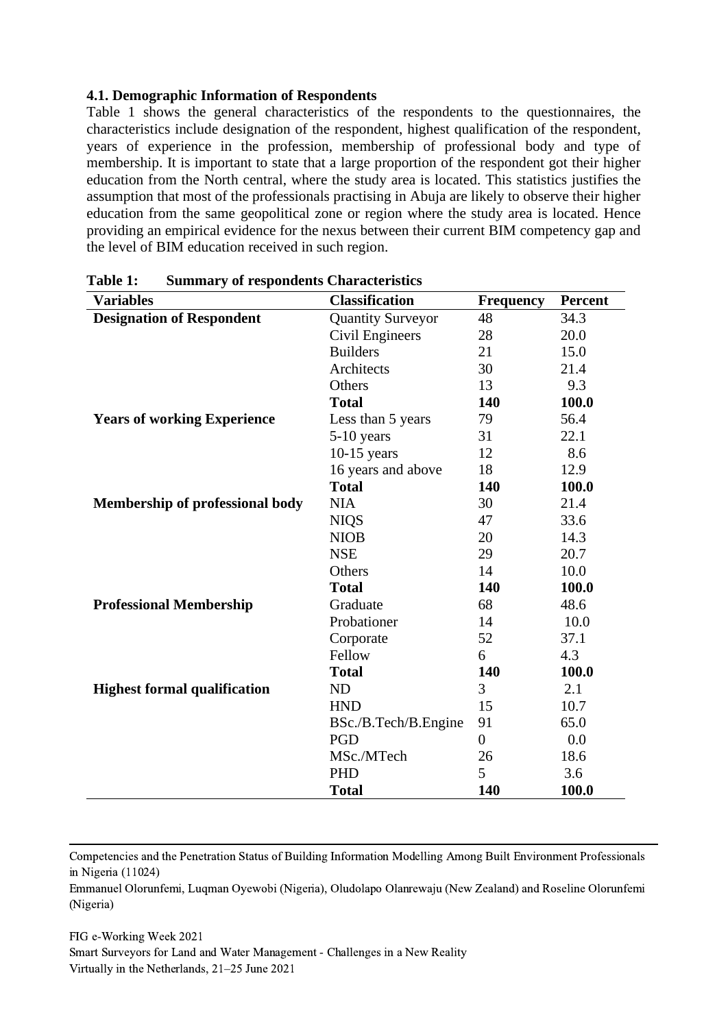### 4.1. Demographic Information of Respondents

Table 1 shows the general characteristics of the respondents to the questionnaires, the characteristics include designation of the respondent, highest qualification of the respondent, years of experience in the profession, membership of professional body and type of membership. It is important to state that a large proportion of the respondent got their higher education from the North central, where the study area is located. This statistics justifies the assumption that most of the professionals practising in Abuja are likely to observe their higher education from the same geopolitical zone or region where the study area is located. Hence providing an empirical evidence for the nexus between their current BIM competency gap and the level of BIM education received in such region.

**Table 1: Summary of respondents Characteristics**

| Variables | Classification | Frequency | Percent |
|---|---|---|---|
| **Designation of Respondent** | Quantity Surveyor | 48 | 34.3 |
| | Civil Engineers | 28 | 20.0 |
| | Builders | 21 | 15.0 |
| | Architects | 30 | 21.4 |
| | Others | 13 | 9.3 |
| | **Total** | **140** | **100.0** |
| **Years of working Experience** | Less than 5 years | 79 | 56.4 |
| | 5-10 years | 31 | 22.1 |
| | 10-15 years | 12 | 8.6 |
| | 16 years and above | 18 | 12.9 |
| | **Total** | **140** | **100.0** |
| **Membership of professional body** | NIA | 30 | 21.4 |
| | NIQS | 47 | 33.6 |
| | NIOB | 20 | 14.3 |
| | NSE | 29 | 20.7 |
| | Others | 14 | 10.0 |
| | **Total** | **140** | **100.0** |
| **Professional Membership** | Graduate | 68 | 48.6 |
| | Probationer | 14 | 10.0 |
| | Corporate | 52 | 37.1 |
| | Fellow | 6 | 4.3 |
| | **Total** | **140** | **100.0** |
| **Highest formal qualification** | ND | 3 | 2.1 |
| | HND | 15 | 10.7 |
| | BSc./B.Tech/B.Engine | 91 | 65.0 |
| | PGD | 0 | 0.0 |
| | MSc./MTech | 26 | 18.6 |
| | PHD | 5 | 3.6 |
| | **Total** | **140** | **100.0** |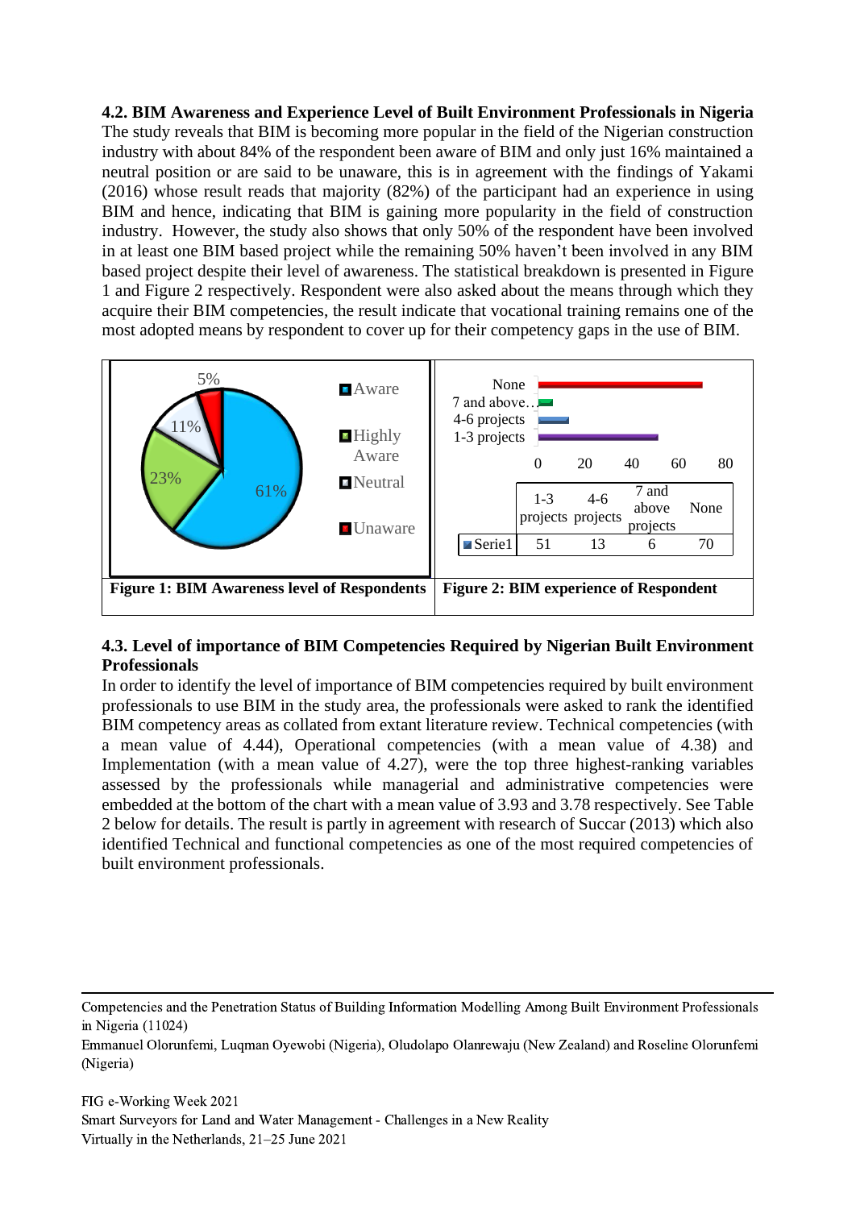**4.2. BIM Awareness and Experience Level of Built Environment Professionals in Nigeria**

The study reveals that BIM is becoming more popular in the field of the Nigerian construction industry with about 84% of the respondent been aware of BIM and only just 16% maintained a neutral position or are said to be unaware, this is in agreement with the findings of Yakami (2016) whose result reads that majority (82%) of the participant had an experience in using BIM and hence, indicating that BIM is gaining more popularity in the field of construction industry. However, the study also shows that only 50% of the respondent have been involved in at least one BIM based project while the remaining 50% haven't been involved in any BIM based project despite their level of awareness. The statistical breakdown is presented in Figure 1 and Figure 2 respectively. Respondent were also asked about the means through which they acquire their BIM competencies, the result indicate that vocational training remains one of the most adopted means by respondent to cover up for their competency gaps in the use of BIM.

| Aware | Highly Aware | Neutral | Unaware |
|---|---|---|---|
| 61% | 23% | 11% | 5% |

**Figure 1: BIM Awareness level of Respondents**

| | 1-3 projects | 4-6 projects | 7 and above projects | None |
|---|---|---|---|---|
| Serie1 | 51 | 13 | 6 | 70 |

**Figure 2: BIM experience of Respondent**

**4.3. Level of importance of BIM Competencies Required by Nigerian Built Environment Professionals**

In order to identify the level of importance of BIM competencies required by built environment professionals to use BIM in the study area, the professionals were asked to rank the identified BIM competency areas as collated from extant literature review. Technical competencies (with a mean value of 4.44), Operational competencies (with a mean value of 4.38) and Implementation (with a mean value of 4.27), were the top three highest-ranking variables assessed by the professionals while managerial and administrative competencies were embedded at the bottom of the chart with a mean value of 3.93 and 3.78 respectively. See Table 2 below for details. The result is partly in agreement with research of Succar (2013) which also identified Technical and functional competencies as one of the most required competencies of built environment professionals.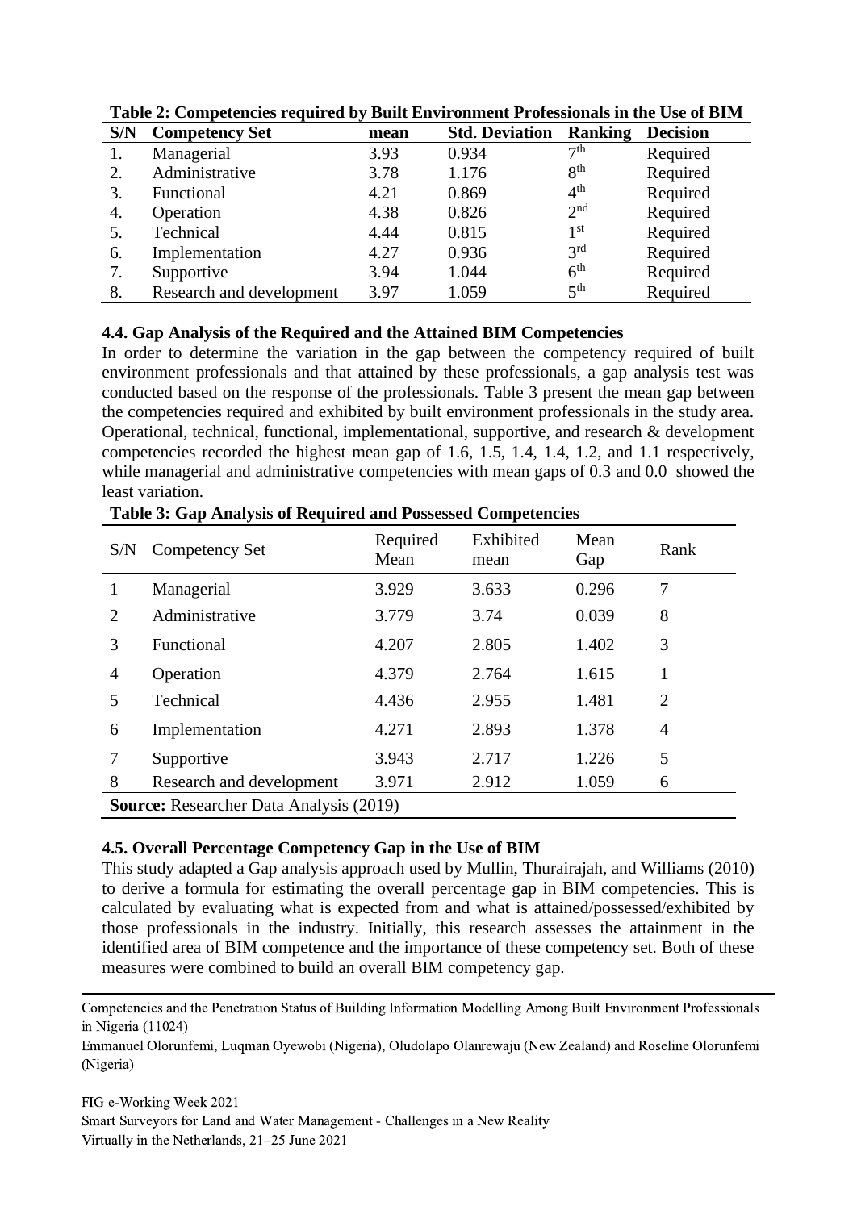**Table 2: Competencies required by Built Environment Professionals in the Use of BIM**

| S/N | Competency Set | mean | Std. Deviation | Ranking | Decision |
|---|---|---|---|---|---|
| 1. | Managerial | 3.93 | 0.934 | 7th | Required |
| 2. | Administrative | 3.78 | 1.176 | 8th | Required |
| 3. | Functional | 4.21 | 0.869 | 4th | Required |
| 4. | Operation | 4.38 | 0.826 | 2nd | Required |
| 5. | Technical | 4.44 | 0.815 | 1st | Required |
| 6. | Implementation | 4.27 | 0.936 | 3rd | Required |
| 7. | Supportive | 3.94 | 1.044 | 6th | Required |
| 8. | Research and development | 3.97 | 1.059 | 5th | Required |

### 4.4. Gap Analysis of the Required and the Attained BIM Competencies

In order to determine the variation in the gap between the competency required of built environment professionals and that attained by these professionals, a gap analysis test was conducted based on the response of the professionals. Table 3 present the mean gap between the competencies required and exhibited by built environment professionals in the study area. Operational, technical, functional, implementational, supportive, and research & development competencies recorded the highest mean gap of 1.6, 1.5, 1.4, 1.4, 1.2, and 1.1 respectively, while managerial and administrative competencies with mean gaps of 0.3 and 0.0 showed the least variation.

**Table 3: Gap Analysis of Required and Possessed Competencies**

| S/N | Competency Set | Required Mean | Exhibited mean | Mean Gap | Rank |
|---|---|---|---|---|---|
| 1 | Managerial | 3.929 | 3.633 | 0.296 | 7 |
| 2 | Administrative | 3.779 | 3.74 | 0.039 | 8 |
| 3 | Functional | 4.207 | 2.805 | 1.402 | 3 |
| 4 | Operation | 4.379 | 2.764 | 1.615 | 1 |
| 5 | Technical | 4.436 | 2.955 | 1.481 | 2 |
| 6 | Implementation | 4.271 | 2.893 | 1.378 | 4 |
| 7 | Supportive | 3.943 | 2.717 | 1.226 | 5 |
| 8 | Research and development | 3.971 | 2.912 | 1.059 | 6 |

**Source:** Researcher Data Analysis (2019)

### 4.5. Overall Percentage Competency Gap in the Use of BIM

This study adapted a Gap analysis approach used by Mullin, Thurairajah, and Williams (2010) to derive a formula for estimating the overall percentage gap in BIM competencies. This is calculated by evaluating what is expected from and what is attained/possessed/exhibited by those professionals in the industry. Initially, this research assesses the attainment in the identified area of BIM competence and the importance of these competency set. Both of these measures were combined to build an overall BIM competency gap.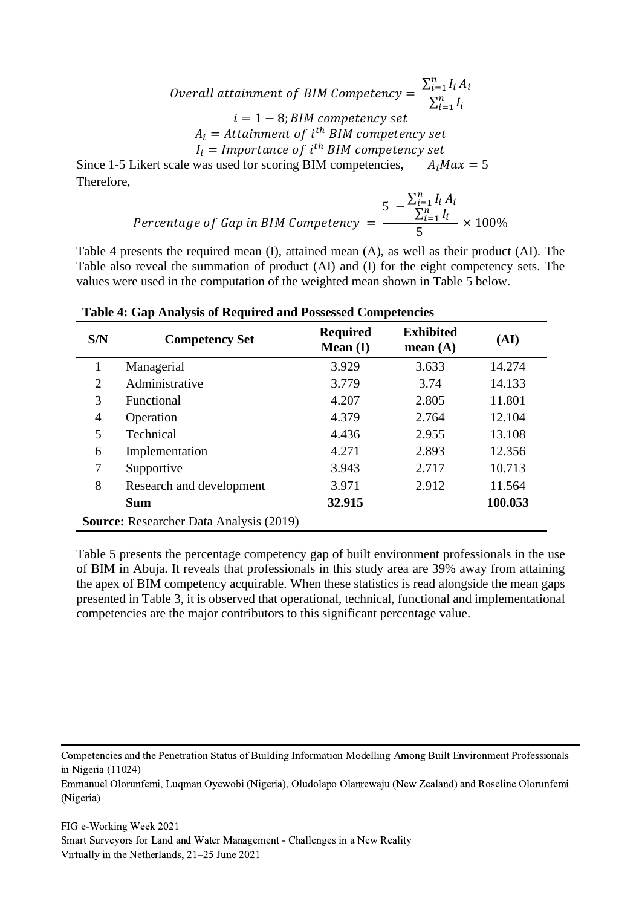$$Overall\ attainment\ of\ BIM\ Competency = \frac{\sum_{i=1}^{n} I_i A_i}{\sum_{i=1}^{n} I_i}$$

$$i = 1 - 8; BIM\ competency\ set$$

$$A_i = Attainment\ of\ i^{th}\ BIM\ competency\ set$$

$$I_i = Importance\ of\ i^{th}\ BIM\ competency\ set$$

Since 1-5 Likert scale was used for scoring BIM competencies, $A_i Max = 5$

Therefore,

$$Percentage\ of\ Gap\ in\ BIM\ Competency = \frac{5 - \frac{\sum_{i=1}^{n} I_i A_i}{\sum_{i=1}^{n} I_i}}{5} \times 100\%$$

Table 4 presents the required mean (I), attained mean (A), as well as their product (AI). The Table also reveal the summation of product (AI) and (I) for the eight competency sets. The values were used in the computation of the weighted mean shown in Table 5 below.

**Table 4: Gap Analysis of Required and Possessed Competencies**

| S/N | Competency Set | Required Mean (I) | Exhibited mean (A) | (AI) |
|---|---|---|---|---|
| 1 | Managerial | 3.929 | 3.633 | 14.274 |
| 2 | Administrative | 3.779 | 3.74 | 14.133 |
| 3 | Functional | 4.207 | 2.805 | 11.801 |
| 4 | Operation | 4.379 | 2.764 | 12.104 |
| 5 | Technical | 4.436 | 2.955 | 13.108 |
| 6 | Implementation | 4.271 | 2.893 | 12.356 |
| 7 | Supportive | 3.943 | 2.717 | 10.713 |
| 8 | Research and development | 3.971 | 2.912 | 11.564 |
| | **Sum** | **32.915** | | **100.053** |

**Source:** Researcher Data Analysis (2019)

Table 5 presents the percentage competency gap of built environment professionals in the use of BIM in Abuja. It reveals that professionals in this study area are 39% away from attaining the apex of BIM competency acquirable. When these statistics is read alongside the mean gaps presented in Table 3, it is observed that operational, technical, functional and implementational competencies are the major contributors to this significant percentage value.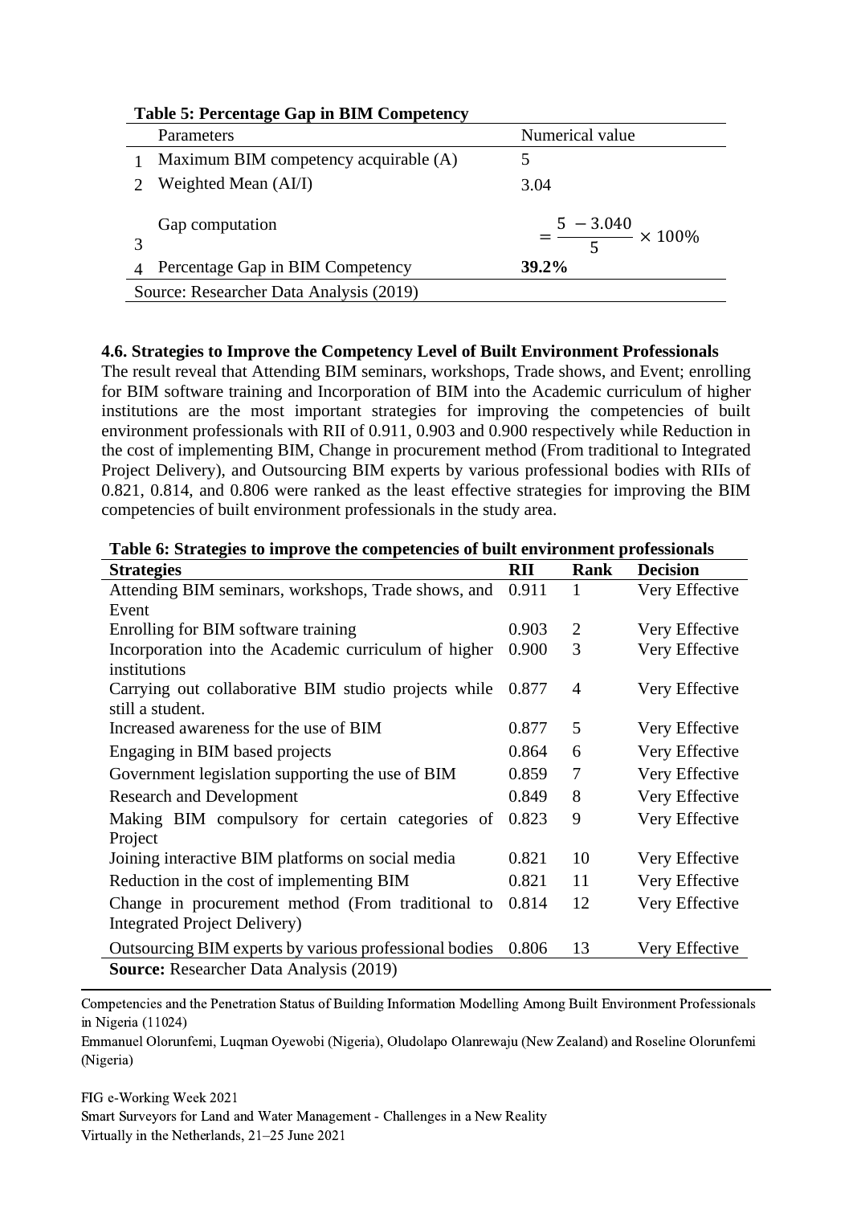**Table 5: Percentage Gap in BIM Competency**

| | Parameters | Numerical value |
|---|---|---|
| 1 | Maximum BIM competency acquirable (A) | 5 |
| 2 | Weighted Mean (AI/I) | 3.04 |
| 3 | Gap computation | $= \frac{5 \ - 3.040}{5} \times 100\%$ |
| 4 | Percentage Gap in BIM Competency | **39.2%** |

Source: Researcher Data Analysis (2019)

### 4.6. Strategies to Improve the Competency Level of Built Environment Professionals

The result reveal that Attending BIM seminars, workshops, Trade shows, and Event; enrolling for BIM software training and Incorporation of BIM into the Academic curriculum of higher institutions are the most important strategies for improving the competencies of built environment professionals with RII of 0.911, 0.903 and 0.900 respectively while Reduction in the cost of implementing BIM, Change in procurement method (From traditional to Integrated Project Delivery), and Outsourcing BIM experts by various professional bodies with RIIs of 0.821, 0.814, and 0.806 were ranked as the least effective strategies for improving the BIM competencies of built environment professionals in the study area.

**Table 6: Strategies to improve the competencies of built environment professionals**

| **Strategies** | **RII** | **Rank** | **Decision** |
|---|---|---|---|
| Attending BIM seminars, workshops, Trade shows, and Event | 0.911 | 1 | Very Effective |
| Enrolling for BIM software training | 0.903 | 2 | Very Effective |
| Incorporation into the Academic curriculum of higher institutions | 0.900 | 3 | Very Effective |
| Carrying out collaborative BIM studio projects while still a student. | 0.877 | 4 | Very Effective |
| Increased awareness for the use of BIM | 0.877 | 5 | Very Effective |
| Engaging in BIM based projects | 0.864 | 6 | Very Effective |
| Government legislation supporting the use of BIM | 0.859 | 7 | Very Effective |
| Research and Development | 0.849 | 8 | Very Effective |
| Making BIM compulsory for certain categories of Project | 0.823 | 9 | Very Effective |
| Joining interactive BIM platforms on social media | 0.821 | 10 | Very Effective |
| Reduction in the cost of implementing BIM | 0.821 | 11 | Very Effective |
| Change in procurement method (From traditional to Integrated Project Delivery) | 0.814 | 12 | Very Effective |
| Outsourcing BIM experts by various professional bodies | 0.806 | 13 | Very Effective |

**Source:** Researcher Data Analysis (2019)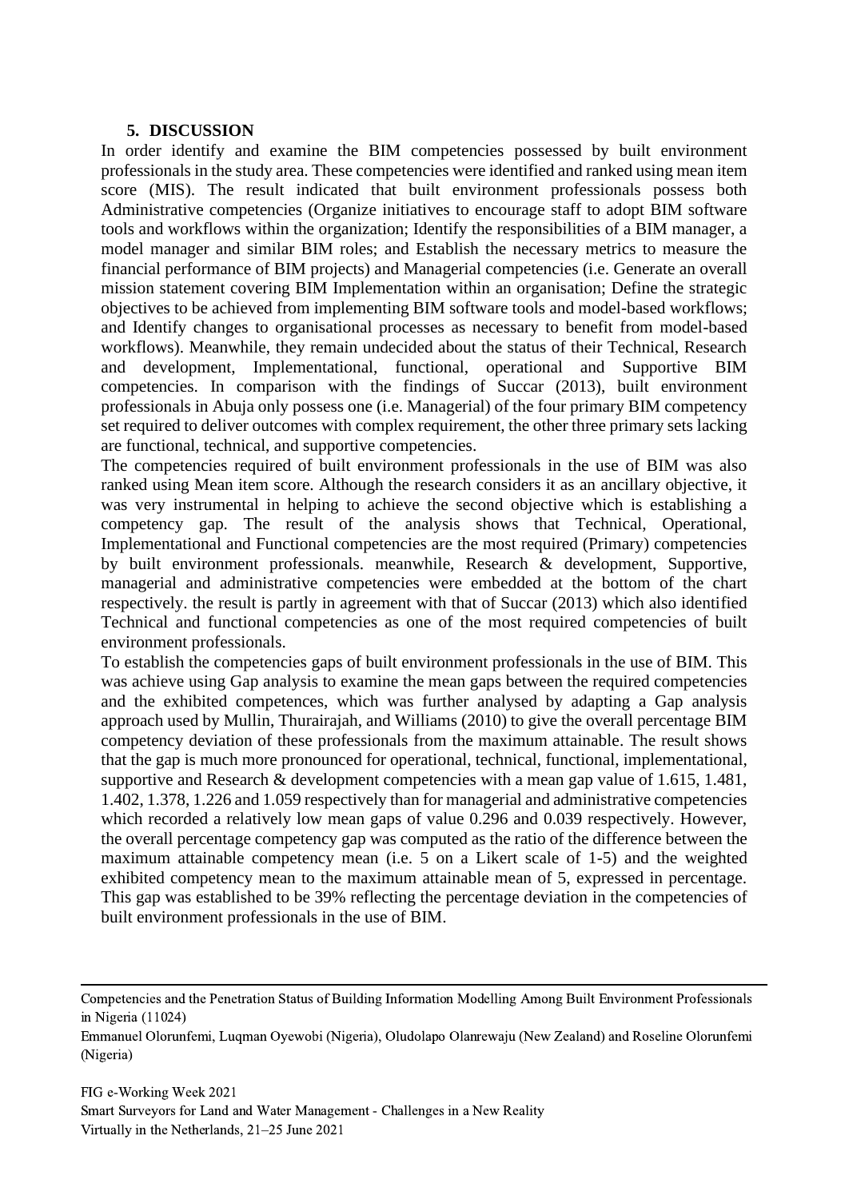## 5. DISCUSSION

In order identify and examine the BIM competencies possessed by built environment professionals in the study area. These competencies were identified and ranked using mean item score (MIS). The result indicated that built environment professionals possess both Administrative competencies (Organize initiatives to encourage staff to adopt BIM software tools and workflows within the organization; Identify the responsibilities of a BIM manager, a model manager and similar BIM roles; and Establish the necessary metrics to measure the financial performance of BIM projects) and Managerial competencies (i.e. Generate an overall mission statement covering BIM Implementation within an organisation; Define the strategic objectives to be achieved from implementing BIM software tools and model-based workflows; and Identify changes to organisational processes as necessary to benefit from model-based workflows). Meanwhile, they remain undecided about the status of their Technical, Research and development, Implementational, functional, operational and Supportive BIM competencies. In comparison with the findings of Succar (2013), built environment professionals in Abuja only possess one (i.e. Managerial) of the four primary BIM competency set required to deliver outcomes with complex requirement, the other three primary sets lacking are functional, technical, and supportive competencies.

The competencies required of built environment professionals in the use of BIM was also ranked using Mean item score. Although the research considers it as an ancillary objective, it was very instrumental in helping to achieve the second objective which is establishing a competency gap. The result of the analysis shows that Technical, Operational, Implementational and Functional competencies are the most required (Primary) competencies by built environment professionals. meanwhile, Research & development, Supportive, managerial and administrative competencies were embedded at the bottom of the chart respectively. the result is partly in agreement with that of Succar (2013) which also identified Technical and functional competencies as one of the most required competencies of built environment professionals.

To establish the competencies gaps of built environment professionals in the use of BIM. This was achieve using Gap analysis to examine the mean gaps between the required competencies and the exhibited competences, which was further analysed by adapting a Gap analysis approach used by Mullin, Thurairajah, and Williams (2010) to give the overall percentage BIM competency deviation of these professionals from the maximum attainable. The result shows that the gap is much more pronounced for operational, technical, functional, implementational, supportive and Research & development competencies with a mean gap value of 1.615, 1.481, 1.402, 1.378, 1.226 and 1.059 respectively than for managerial and administrative competencies which recorded a relatively low mean gaps of value 0.296 and 0.039 respectively. However, the overall percentage competency gap was computed as the ratio of the difference between the maximum attainable competency mean (i.e. 5 on a Likert scale of 1-5) and the weighted exhibited competency mean to the maximum attainable mean of 5, expressed in percentage. This gap was established to be 39% reflecting the percentage deviation in the competencies of built environment professionals in the use of BIM.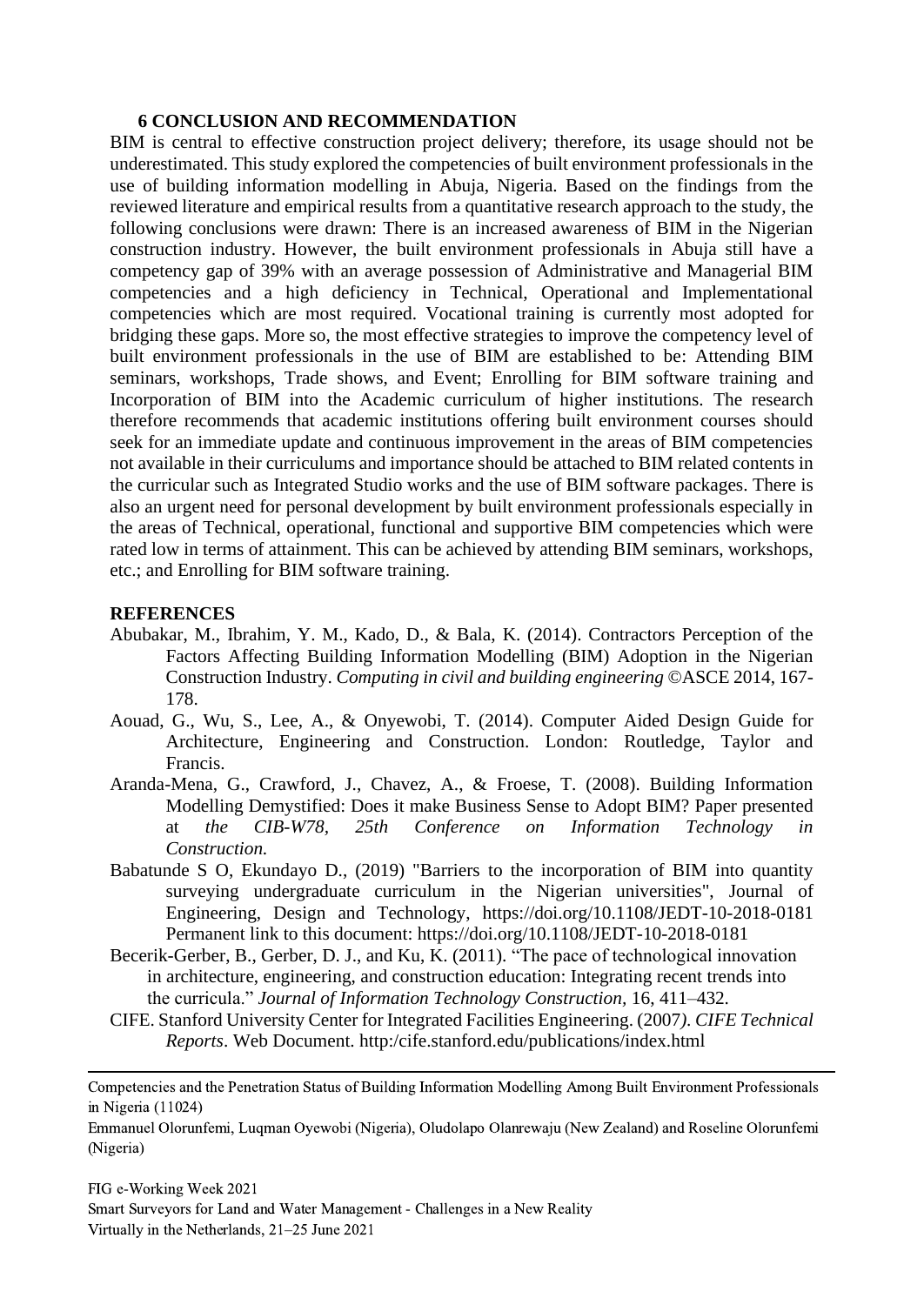## 6 CONCLUSION AND RECOMMENDATION

BIM is central to effective construction project delivery; therefore, its usage should not be underestimated. This study explored the competencies of built environment professionals in the use of building information modelling in Abuja, Nigeria. Based on the findings from the reviewed literature and empirical results from a quantitative research approach to the study, the following conclusions were drawn: There is an increased awareness of BIM in the Nigerian construction industry. However, the built environment professionals in Abuja still have a competency gap of 39% with an average possession of Administrative and Managerial BIM competencies and a high deficiency in Technical, Operational and Implementational competencies which are most required. Vocational training is currently most adopted for bridging these gaps. More so, the most effective strategies to improve the competency level of built environment professionals in the use of BIM are established to be: Attending BIM seminars, workshops, Trade shows, and Event; Enrolling for BIM software training and Incorporation of BIM into the Academic curriculum of higher institutions. The research therefore recommends that academic institutions offering built environment courses should seek for an immediate update and continuous improvement in the areas of BIM competencies not available in their curriculums and importance should be attached to BIM related contents in the curricular such as Integrated Studio works and the use of BIM software packages. There is also an urgent need for personal development by built environment professionals especially in the areas of Technical, operational, functional and supportive BIM competencies which were rated low in terms of attainment. This can be achieved by attending BIM seminars, workshops, etc.; and Enrolling for BIM software training.

## REFERENCES

Abubakar, M., Ibrahim, Y. M., Kado, D., & Bala, K. (2014). Contractors Perception of the Factors Affecting Building Information Modelling (BIM) Adoption in the Nigerian Construction Industry. *Computing in civil and building engineering* ©ASCE 2014, 167-178.

Aouad, G., Wu, S., Lee, A., & Onyewobi, T. (2014). Computer Aided Design Guide for Architecture, Engineering and Construction. London: Routledge, Taylor and Francis.

Aranda-Mena, G., Crawford, J., Chavez, A., & Froese, T. (2008). Building Information Modelling Demystified: Does it make Business Sense to Adopt BIM? Paper presented at *the CIB-W78, 25th Conference on Information Technology in Construction.*

Babatunde S O, Ekundayo D., (2019) "Barriers to the incorporation of BIM into quantity surveying undergraduate curriculum in the Nigerian universities", Journal of Engineering, Design and Technology, https://doi.org/10.1108/JEDT-10-2018-0181 Permanent link to this document: https://doi.org/10.1108/JEDT-10-2018-0181

Becerik-Gerber, B., Gerber, D. J., and Ku, K. (2011). "The pace of technological innovation in architecture, engineering, and construction education: Integrating recent trends into the curricula." *Journal of Information Technology Construction*, 16, 411–432.

CIFE. Stanford University Center for Integrated Facilities Engineering. (2007*). CIFE Technical Reports*. Web Document. http:/cife.stanford.edu/publications/index.html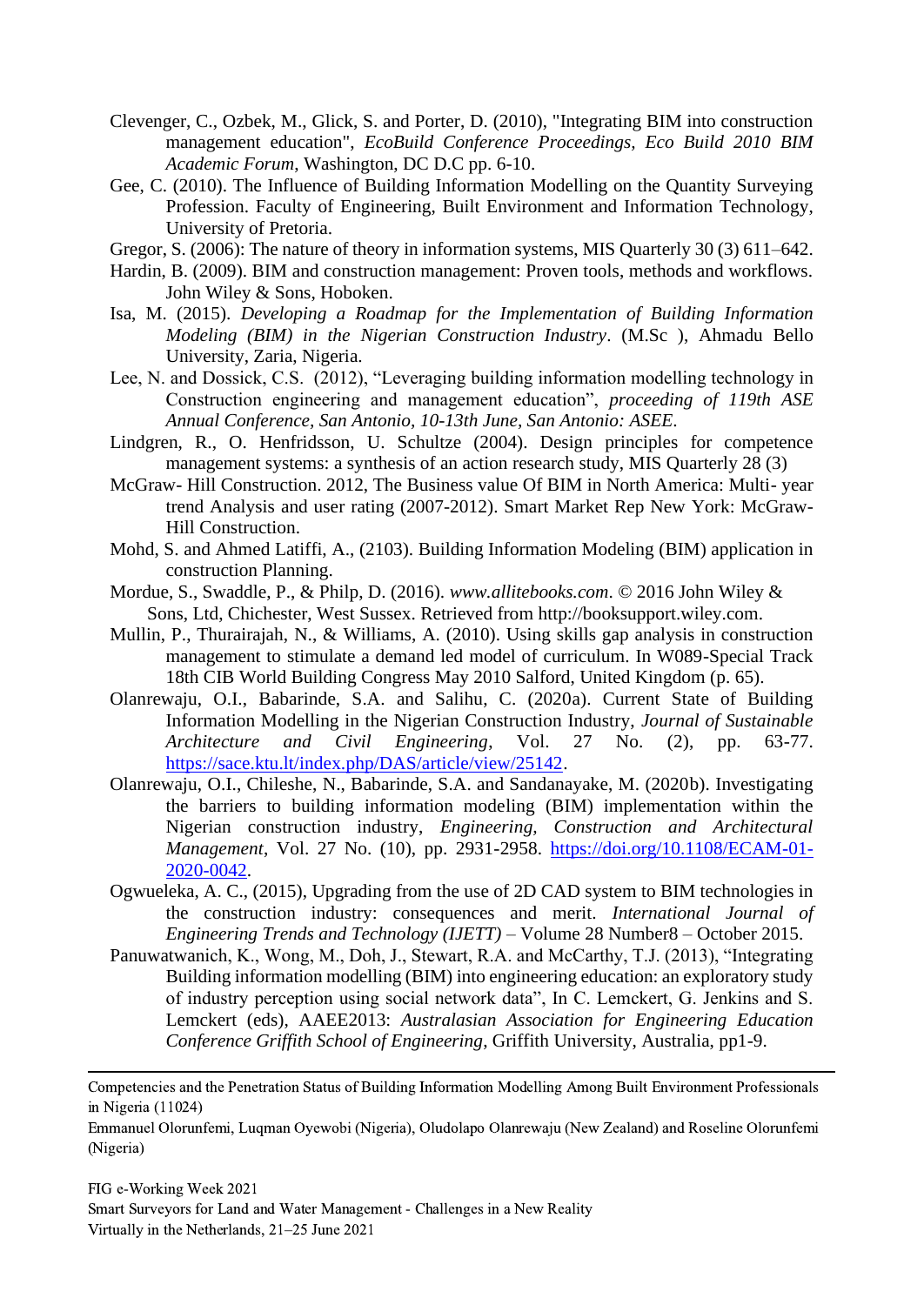Clevenger, C., Ozbek, M., Glick, S. and Porter, D. (2010), "Integrating BIM into construction management education", *EcoBuild Conference Proceedings, Eco Build 2010 BIM Academic Forum*, Washington, DC D.C pp. 6-10.

Gee, C. (2010). The Influence of Building Information Modelling on the Quantity Surveying Profession. Faculty of Engineering, Built Environment and Information Technology, University of Pretoria.

Gregor, S. (2006): The nature of theory in information systems, MIS Quarterly 30 (3) 611–642.

Hardin, B. (2009). BIM and construction management: Proven tools, methods and workflows. John Wiley & Sons, Hoboken.

Isa, M. (2015). *Developing a Roadmap for the Implementation of Building Information Modeling (BIM) in the Nigerian Construction Industry*. (M.Sc ), Ahmadu Bello University, Zaria, Nigeria.

Lee, N. and Dossick, C.S. (2012), "Leveraging building information modelling technology in Construction engineering and management education", *proceeding of 119th ASE Annual Conference, San Antonio, 10-13th June, San Antonio: ASEE*.

Lindgren, R., O. Henfridsson, U. Schultze (2004). Design principles for competence management systems: a synthesis of an action research study, MIS Quarterly 28 (3)

McGraw- Hill Construction. 2012, The Business value Of BIM in North America: Multi- year trend Analysis and user rating (2007-2012). Smart Market Rep New York: McGraw-Hill Construction.

Mohd, S. and Ahmed Latiffi, A., (2103). Building Information Modeling (BIM) application in construction Planning.

Mordue, S., Swaddle, P., & Philp, D. (2016). *www.allitebooks.com*. © 2016 John Wiley & Sons, Ltd, Chichester, West Sussex. Retrieved from http://booksupport.wiley.com.

Mullin, P., Thurairajah, N., & Williams, A. (2010). Using skills gap analysis in construction management to stimulate a demand led model of curriculum. In W089-Special Track 18th CIB World Building Congress May 2010 Salford, United Kingdom (p. 65).

Olanrewaju, O.I., Babarinde, S.A. and Salihu, C. (2020a). Current State of Building Information Modelling in the Nigerian Construction Industry, *Journal of Sustainable Architecture and Civil Engineering*, Vol. 27 No. (2), pp. 63-77. https://sace.ktu.lt/index.php/DAS/article/view/25142.

Olanrewaju, O.I., Chileshe, N., Babarinde, S.A. and Sandanayake, M. (2020b). Investigating the barriers to building information modeling (BIM) implementation within the Nigerian construction industry, *Engineering, Construction and Architectural Management*, Vol. 27 No. (10), pp. 2931-2958. https://doi.org/10.1108/ECAM-01-2020-0042.

Ogwueleka, A. C., (2015), Upgrading from the use of 2D CAD system to BIM technologies in the construction industry: consequences and merit. *International Journal of Engineering Trends and Technology (IJETT)* – Volume 28 Number8 – October 2015.

Panuwatwanich, K., Wong, M., Doh, J., Stewart, R.A. and McCarthy, T.J. (2013), "Integrating Building information modelling (BIM) into engineering education: an exploratory study of industry perception using social network data", In C. Lemckert, G. Jenkins and S. Lemckert (eds), AAEE2013: *Australasian Association for Engineering Education Conference Griffith School of Engineering*, Griffith University, Australia, pp1-9.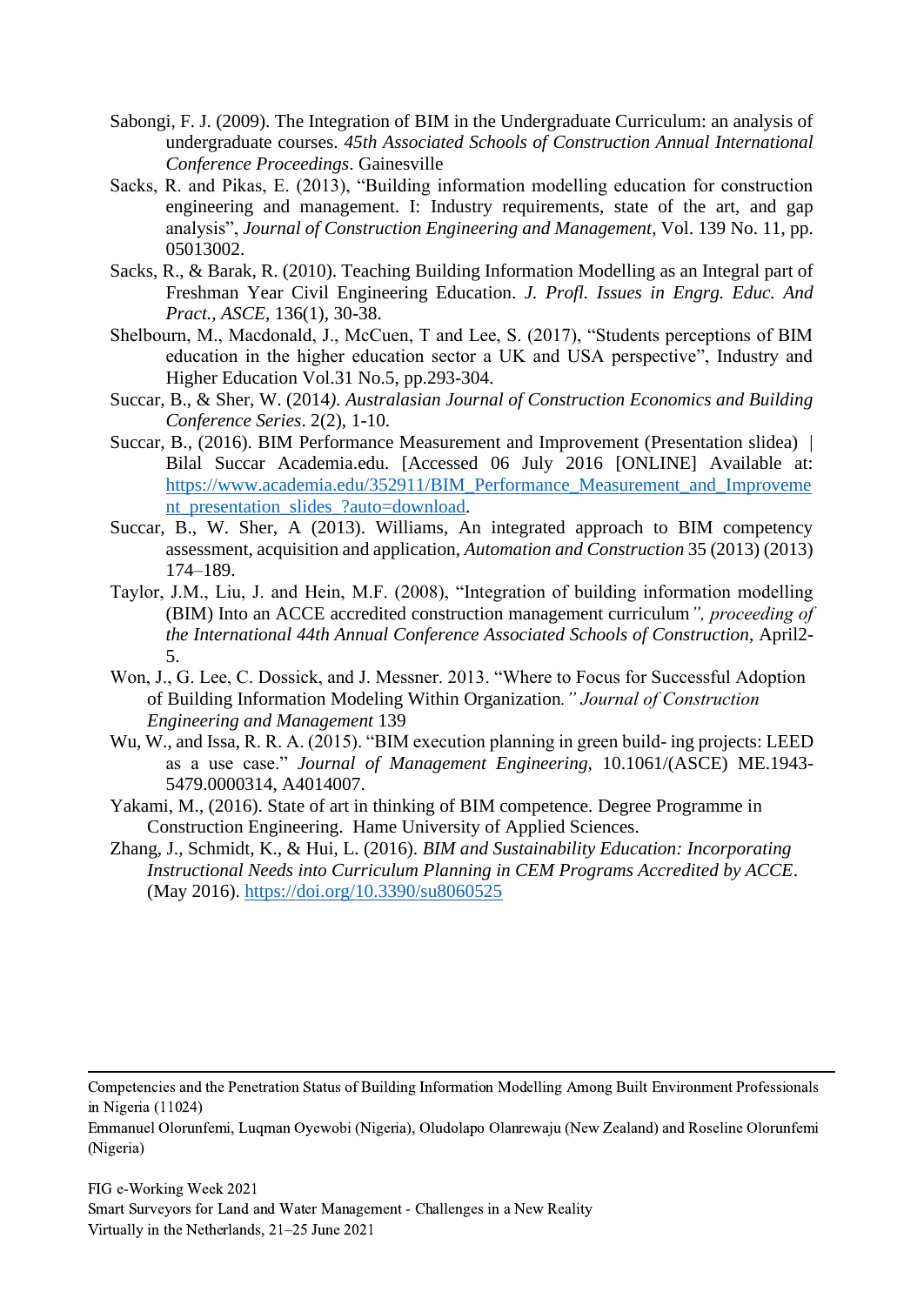Sabongi, F. J. (2009). The Integration of BIM in the Undergraduate Curriculum: an analysis of undergraduate courses. *45th Associated Schools of Construction Annual International Conference Proceedings*. Gainesville

Sacks, R. and Pikas, E. (2013), "Building information modelling education for construction engineering and management. I: Industry requirements, state of the art, and gap analysis", *Journal of Construction Engineering and Management*, Vol. 139 No. 11, pp. 05013002.

Sacks, R., & Barak, R. (2010). Teaching Building Information Modelling as an Integral part of Freshman Year Civil Engineering Education. *J. Profl. Issues in Engrg. Educ. And Pract., ASCE*, 136(1), 30-38.

Shelbourn, M., Macdonald, J., McCuen, T and Lee, S. (2017), "Students perceptions of BIM education in the higher education sector a UK and USA perspective", Industry and Higher Education Vol.31 No.5, pp.293-304.

Succar, B., & Sher, W. (2014*). Australasian Journal of Construction Economics and Building Conference Series*. 2(2), 1-10.

Succar, B., (2016). BIM Performance Measurement and Improvement (Presentation slidea) | Bilal Succar Academia.edu. [Accessed 06 July 2016 [ONLINE] Available at: https://www.academia.edu/352911/BIM_Performance_Measurement_and_Improvement_presentation_slides_?auto=download.

Succar, B., W. Sher, A (2013). Williams, An integrated approach to BIM competency assessment, acquisition and application, *Automation and Construction* 35 (2013) (2013) 174–189.

Taylor, J.M., Liu, J. and Hein, M.F. (2008), "Integration of building information modelling (BIM) Into an ACCE accredited construction management curriculum*", proceeding of the International 44th Annual Conference Associated Schools of Construction*, April2-5.

Won, J., G. Lee, C. Dossick, and J. Messner. 2013. "Where to Focus for Successful Adoption of Building Information Modeling Within Organization*." Journal of Construction Engineering and Management* 139

Wu, W., and Issa, R. R. A. (2015). "BIM execution planning in green build- ing projects: LEED as a use case." *Journal of Management Engineering*, 10.1061/(ASCE) ME.1943-5479.0000314, A4014007.

Yakami, M., (2016). State of art in thinking of BIM competence. Degree Programme in Construction Engineering. Hame University of Applied Sciences.

Zhang, J., Schmidt, K., & Hui, L. (2016). *BIM and Sustainability Education: Incorporating Instructional Needs into Curriculum Planning in CEM Programs Accredited by ACCE*. (May 2016). https://doi.org/10.3390/su8060525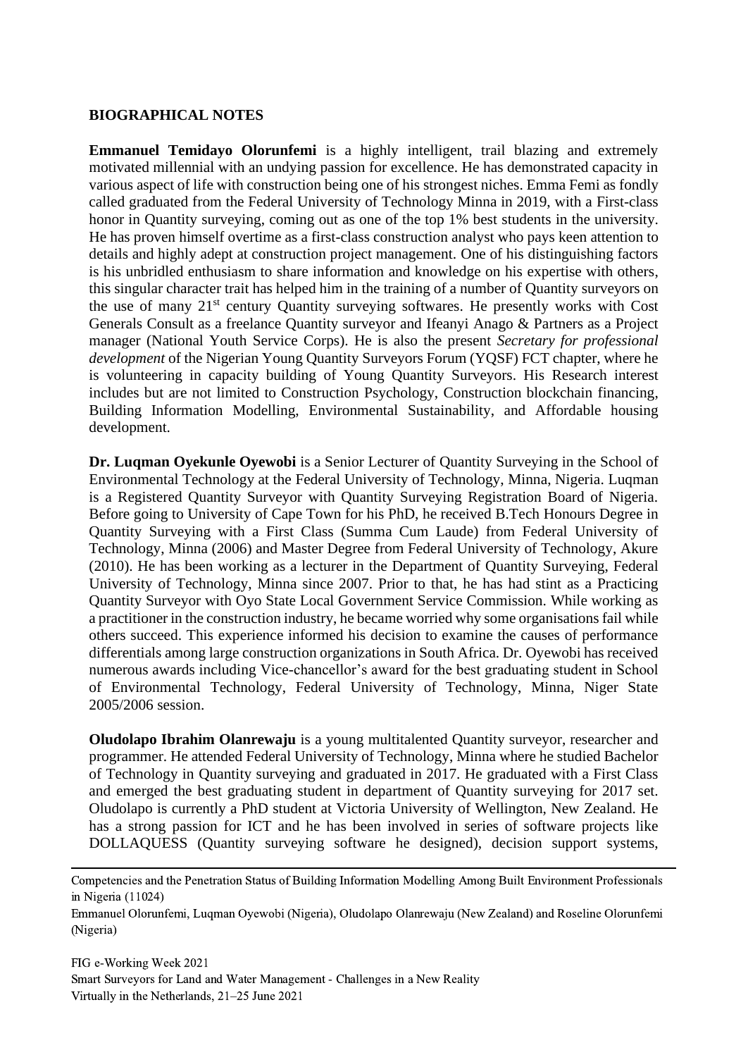**BIOGRAPHICAL NOTES**

**Emmanuel Temidayo Olorunfemi** is a highly intelligent, trail blazing and extremely motivated millennial with an undying passion for excellence. He has demonstrated capacity in various aspect of life with construction being one of his strongest niches. Emma Femi as fondly called graduated from the Federal University of Technology Minna in 2019, with a First-class honor in Quantity surveying, coming out as one of the top 1% best students in the university. He has proven himself overtime as a first-class construction analyst who pays keen attention to details and highly adept at construction project management. One of his distinguishing factors is his unbridled enthusiasm to share information and knowledge on his expertise with others, this singular character trait has helped him in the training of a number of Quantity surveyors on the use of many 21st century Quantity surveying softwares. He presently works with Cost Generals Consult as a freelance Quantity surveyor and Ifeanyi Anago & Partners as a Project manager (National Youth Service Corps). He is also the present *Secretary for professional development* of the Nigerian Young Quantity Surveyors Forum (YQSF) FCT chapter, where he is volunteering in capacity building of Young Quantity Surveyors. His Research interest includes but are not limited to Construction Psychology, Construction blockchain financing, Building Information Modelling, Environmental Sustainability, and Affordable housing development.

**Dr. Luqman Oyekunle Oyewobi** is a Senior Lecturer of Quantity Surveying in the School of Environmental Technology at the Federal University of Technology, Minna, Nigeria. Luqman is a Registered Quantity Surveyor with Quantity Surveying Registration Board of Nigeria. Before going to University of Cape Town for his PhD, he received B.Tech Honours Degree in Quantity Surveying with a First Class (Summa Cum Laude) from Federal University of Technology, Minna (2006) and Master Degree from Federal University of Technology, Akure (2010). He has been working as a lecturer in the Department of Quantity Surveying, Federal University of Technology, Minna since 2007. Prior to that, he has had stint as a Practicing Quantity Surveyor with Oyo State Local Government Service Commission. While working as a practitioner in the construction industry, he became worried why some organisations fail while others succeed. This experience informed his decision to examine the causes of performance differentials among large construction organizations in South Africa. Dr. Oyewobi has received numerous awards including Vice-chancellor's award for the best graduating student in School of Environmental Technology, Federal University of Technology, Minna, Niger State 2005/2006 session.

**Oludolapo Ibrahim Olanrewaju** is a young multitalented Quantity surveyor, researcher and programmer. He attended Federal University of Technology, Minna where he studied Bachelor of Technology in Quantity surveying and graduated in 2017. He graduated with a First Class and emerged the best graduating student in department of Quantity surveying for 2017 set. Oludolapo is currently a PhD student at Victoria University of Wellington, New Zealand. He has a strong passion for ICT and he has been involved in series of software projects like DOLLAQUESS (Quantity surveying software he designed), decision support systems,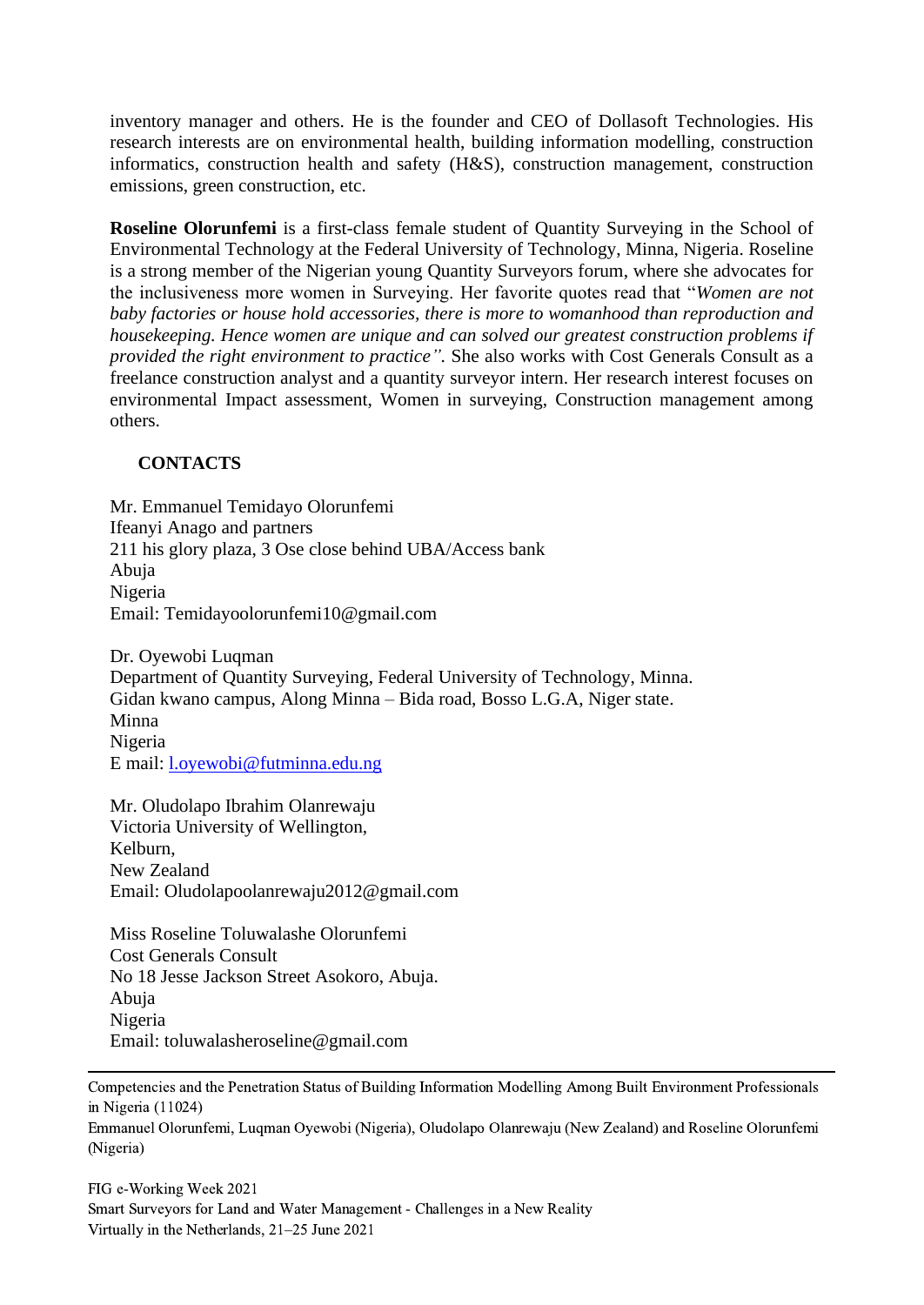inventory manager and others. He is the founder and CEO of Dollasoft Technologies. His research interests are on environmental health, building information modelling, construction informatics, construction health and safety (H&S), construction management, construction emissions, green construction, etc.

**Roseline Olorunfemi** is a first-class female student of Quantity Surveying in the School of Environmental Technology at the Federal University of Technology, Minna, Nigeria. Roseline is a strong member of the Nigerian young Quantity Surveyors forum, where she advocates for the inclusiveness more women in Surveying. Her favorite quotes read that "*Women are not baby factories or house hold accessories, there is more to womanhood than reproduction and housekeeping. Hence women are unique and can solved our greatest construction problems if provided the right environment to practice".* She also works with Cost Generals Consult as a freelance construction analyst and a quantity surveyor intern. Her research interest focuses on environmental Impact assessment, Women in surveying, Construction management among others.

## CONTACTS

Mr. Emmanuel Temidayo Olorunfemi
Ifeanyi Anago and partners
211 his glory plaza, 3 Ose close behind UBA/Access bank
Abuja
Nigeria
Email: Temidayoolorunfemi10@gmail.com

Dr. Oyewobi Luqman
Department of Quantity Surveying, Federal University of Technology, Minna.
Gidan kwano campus, Along Minna – Bida road, Bosso L.G.A, Niger state.
Minna
Nigeria
E mail: l.oyewobi@futminna.edu.ng

Mr. Oludolapo Ibrahim Olanrewaju
Victoria University of Wellington,
Kelburn,
New Zealand
Email: Oludolapoolanrewaju2012@gmail.com

Miss Roseline Toluwalashe Olorunfemi
Cost Generals Consult
No 18 Jesse Jackson Street Asokoro, Abuja.
Abuja
Nigeria
Email: toluwalasheroseline@gmail.com